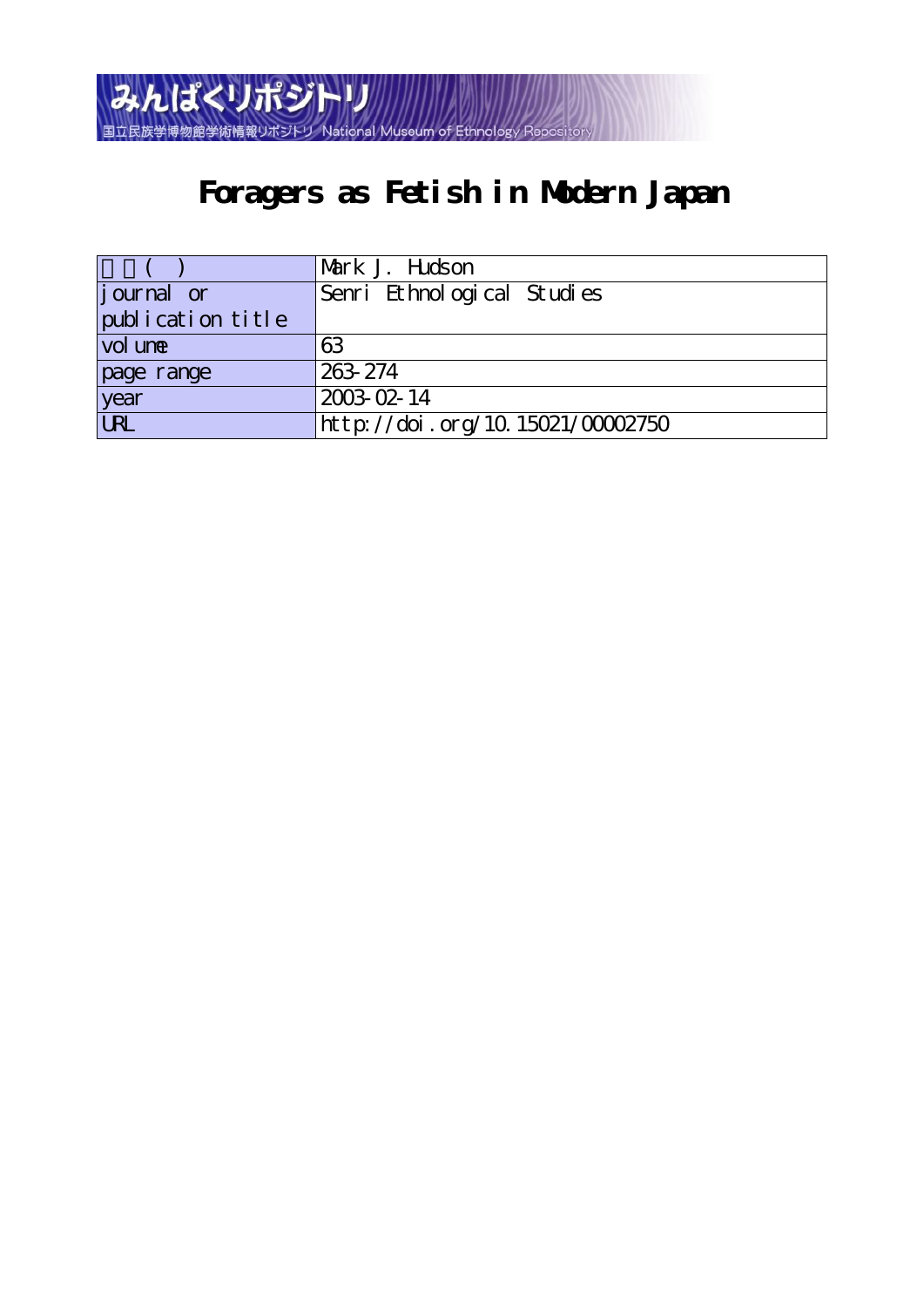# Foragers as Fetish in Modern Japan

| 著者(英) | Mark J. Hudson |
|---|---|
| journal or publication title | Senri Ethnological Studies |
| volume | 63 |
| page range | 263-274 |
| year | 2003-02-14 |
| URL | http://doi.org/10.15021/00002750 |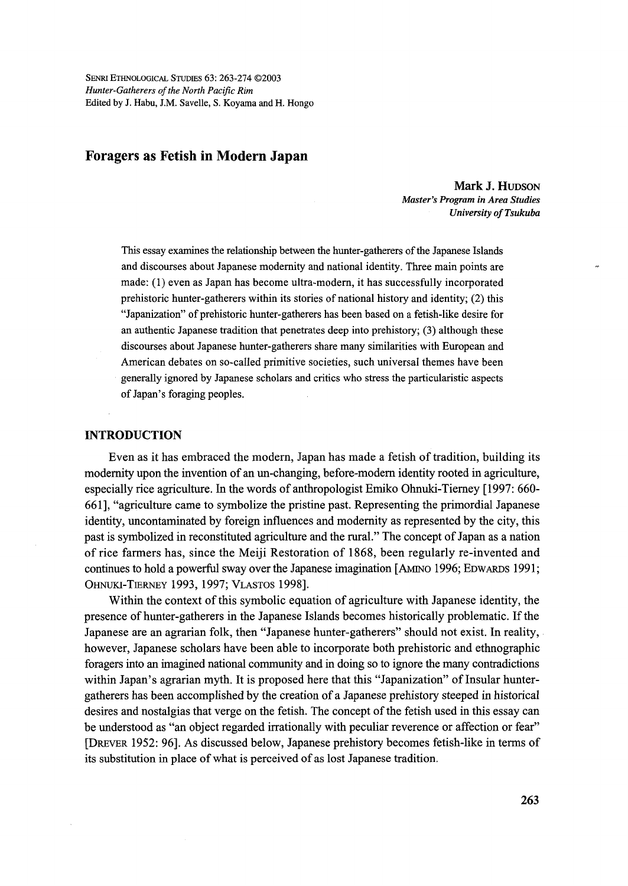SENRI ETHNOLOGICAL STUDIES 63: 263-274 ©2003
*Hunter-Gatherers of the North Pacific Rim*
Edited by J. Habu, J.M. Savelle, S. Koyama and H. Hongo

# Foragers as Fetish in Modern Japan

**Mark J. HUDSON**
*Master's Program in Area Studies*
*University of Tsukuba*

This essay examines the relationship between the hunter-gatherers of the Japanese Islands and discourses about Japanese modernity and national identity. Three main points are made: (1) even as Japan has become ultra-modern, it has successfully incorporated prehistoric hunter-gatherers within its stories of national history and identity; (2) this "Japanization" of prehistoric hunter-gatherers has been based on a fetish-like desire for an authentic Japanese tradition that penetrates deep into prehistory; (3) although these discourses about Japanese hunter-gatherers share many similarities with European and American debates on so-called primitive societies, such universal themes have been generally ignored by Japanese scholars and critics who stress the particularistic aspects of Japan's foraging peoples.

## INTRODUCTION

Even as it has embraced the modern, Japan has made a fetish of tradition, building its modernity upon the invention of an un-changing, before-modern identity rooted in agriculture, especially rice agriculture. In the words of anthropologist Emiko Ohnuki-Tierney [1997: 660-661], "agriculture came to symbolize the pristine past. Representing the primordial Japanese identity, uncontaminated by foreign influences and modernity as represented by the city, this past is symbolized in reconstituted agriculture and the rural." The concept of Japan as a nation of rice farmers has, since the Meiji Restoration of 1868, been regularly re-invented and continues to hold a powerful sway over the Japanese imagination [AMINO 1996; EDWARDS 1991; OHNUKI-TIERNEY 1993, 1997; VLASTOS 1998].

Within the context of this symbolic equation of agriculture with Japanese identity, the presence of hunter-gatherers in the Japanese Islands becomes historically problematic. If the Japanese are an agrarian folk, then "Japanese hunter-gatherers" should not exist. In reality, however, Japanese scholars have been able to incorporate both prehistoric and ethnographic foragers into an imagined national community and in doing so to ignore the many contradictions within Japan's agrarian myth. It is proposed here that this "Japanization" of Insular hunter-gatherers has been accomplished by the creation of a Japanese prehistory steeped in historical desires and nostalgias that verge on the fetish. The concept of the fetish used in this essay can be understood as "an object regarded irrationally with peculiar reverence or affection or fear" [DREVER 1952: 96]. As discussed below, Japanese prehistory becomes fetish-like in terms of its substitution in place of what is perceived of as lost Japanese tradition.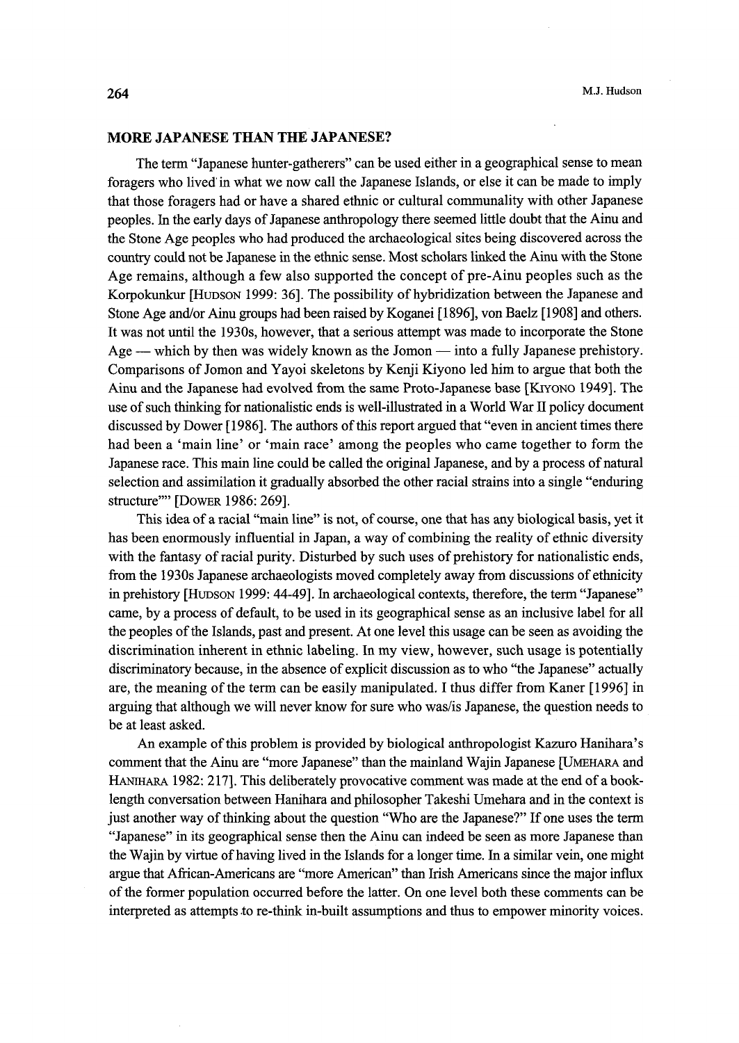## MORE JAPANESE THAN THE JAPANESE?

The term "Japanese hunter-gatherers" can be used either in a geographical sense to mean foragers who lived in what we now call the Japanese Islands, or else it can be made to imply that those foragers had or have a shared ethnic or cultural communality with other Japanese peoples. In the early days of Japanese anthropology there seemed little doubt that the Ainu and the Stone Age peoples who had produced the archaeological sites being discovered across the country could not be Japanese in the ethnic sense. Most scholars linked the Ainu with the Stone Age remains, although a few also supported the concept of pre-Ainu peoples such as the Korpokunkur [HUDSON 1999: 36]. The possibility of hybridization between the Japanese and Stone Age and/or Ainu groups had been raised by Koganei [1896], von Baelz [1908] and others. It was not until the 1930s, however, that a serious attempt was made to incorporate the Stone Age — which by then was widely known as the Jomon — into a fully Japanese prehistory. Comparisons of Jomon and Yayoi skeletons by Kenji Kiyono led him to argue that both the Ainu and the Japanese had evolved from the same Proto-Japanese base [KIYONO 1949]. The use of such thinking for nationalistic ends is well-illustrated in a World War II policy document discussed by Dower [1986]. The authors of this report argued that "even in ancient times there had been a 'main line' or 'main race' among the peoples who came together to form the Japanese race. This main line could be called the original Japanese, and by a process of natural selection and assimilation it gradually absorbed the other racial strains into a single "enduring structure"" [DOWER 1986: 269].

This idea of a racial "main line" is not, of course, one that has any biological basis, yet it has been enormously influential in Japan, a way of combining the reality of ethnic diversity with the fantasy of racial purity. Disturbed by such uses of prehistory for nationalistic ends, from the 1930s Japanese archaeologists moved completely away from discussions of ethnicity in prehistory [HUDSON 1999: 44-49]. In archaeological contexts, therefore, the term "Japanese" came, by a process of default, to be used in its geographical sense as an inclusive label for all the peoples of the Islands, past and present. At one level this usage can be seen as avoiding the discrimination inherent in ethnic labeling. In my view, however, such usage is potentially discriminatory because, in the absence of explicit discussion as to who "the Japanese" actually are, the meaning of the term can be easily manipulated. I thus differ from Kaner [1996] in arguing that although we will never know for sure who was/is Japanese, the question needs to be at least asked.

An example of this problem is provided by biological anthropologist Kazuro Hanihara's comment that the Ainu are "more Japanese" than the mainland Wajin Japanese [UMEHARA and HANIHARA 1982: 217]. This deliberately provocative comment was made at the end of a book-length conversation between Hanihara and philosopher Takeshi Umehara and in the context is just another way of thinking about the question "Who are the Japanese?" If one uses the term "Japanese" in its geographical sense then the Ainu can indeed be seen as more Japanese than the Wajin by virtue of having lived in the Islands for a longer time. In a similar vein, one might argue that African-Americans are "more American" than Irish Americans since the major influx of the former population occurred before the latter. On one level both these comments can be interpreted as attempts to re-think in-built assumptions and thus to empower minority voices.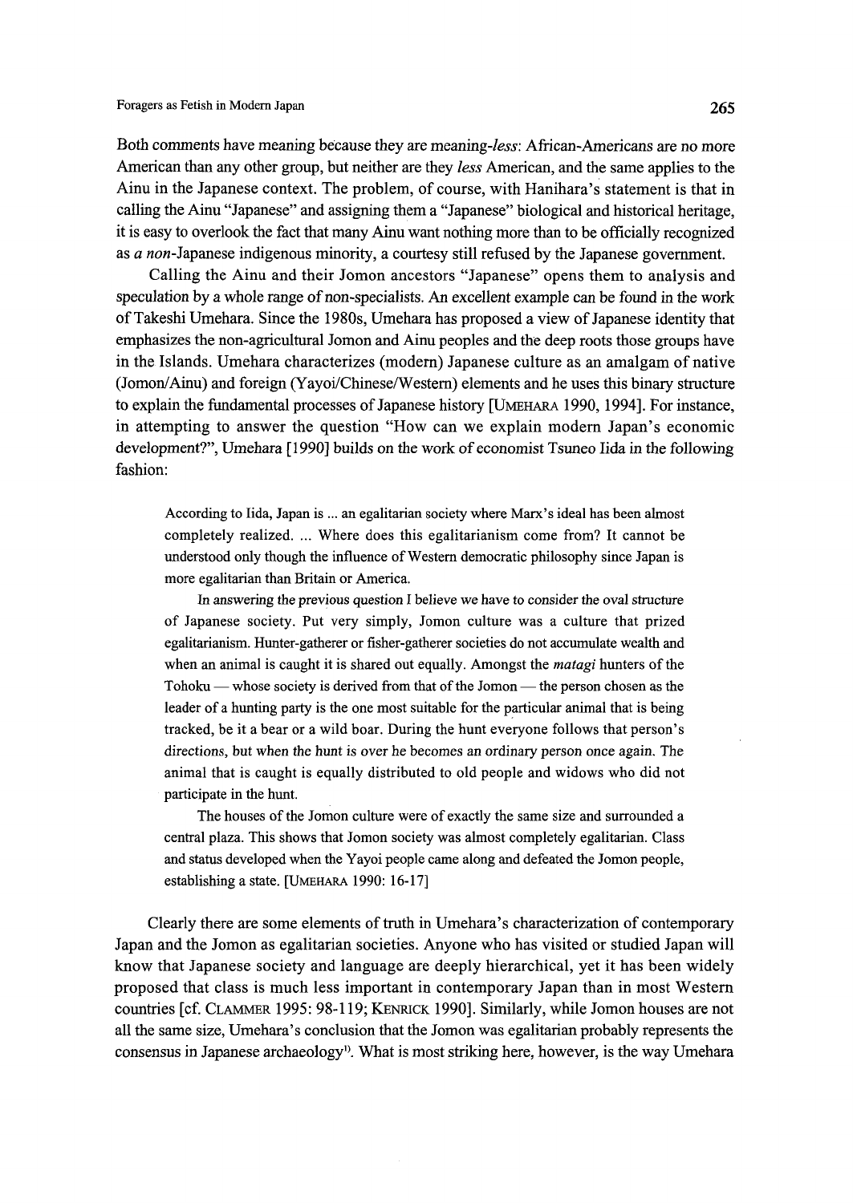Both comments have meaning because they are *meaning-less*: African-Americans are no more American than any other group, but neither are they *less* American, and the same applies to the Ainu in the Japanese context. The problem, of course, with Hanihara's statement is that in calling the Ainu "Japanese" and assigning them a "Japanese" biological and historical heritage, it is easy to overlook the fact that many Ainu want nothing more than to be officially recognized as *a non*-Japanese indigenous minority, a courtesy still refused by the Japanese government.

Calling the Ainu and their Jomon ancestors "Japanese" opens them to analysis and speculation by a whole range of non-specialists. An excellent example can be found in the work of Takeshi Umehara. Since the 1980s, Umehara has proposed a view of Japanese identity that emphasizes the non-agricultural Jomon and Ainu peoples and the deep roots those groups have in the Islands. Umehara characterizes (modern) Japanese culture as an amalgam of native (Jomon/Ainu) and foreign (Yayoi/Chinese/Western) elements and he uses this binary structure to explain the fundamental processes of Japanese history [UMEHARA 1990, 1994]. For instance, in attempting to answer the question "How can we explain modern Japan's economic development?", Umehara [1990] builds on the work of economist Tsuneo Iida in the following fashion:

> According to Iida, Japan is ... an egalitarian society where Marx's ideal has been almost completely realized. ... Where does this egalitarianism come from? It cannot be understood only though the influence of Western democratic philosophy since Japan is more egalitarian than Britain or America.
>
> In answering the previous question I believe we have to consider the oval structure of Japanese society. Put very simply, Jomon culture was a culture that prized egalitarianism. Hunter-gatherer or fisher-gatherer societies do not accumulate wealth and when an animal is caught it is shared out equally. Amongst the *matagi* hunters of the Tohoku — whose society is derived from that of the Jomon — the person chosen as the leader of a hunting party is the one most suitable for the particular animal that is being tracked, be it a bear or a wild boar. During the hunt everyone follows that person's directions, but when the hunt is over he becomes an ordinary person once again. The animal that is caught is equally distributed to old people and widows who did not participate in the hunt.
>
> The houses of the Jomon culture were of exactly the same size and surrounded a central plaza. This shows that Jomon society was almost completely egalitarian. Class and status developed when the Yayoi people came along and defeated the Jomon people, establishing a state. [UMEHARA 1990: 16-17]

Clearly there are some elements of truth in Umehara's characterization of contemporary Japan and the Jomon as egalitarian societies. Anyone who has visited or studied Japan will know that Japanese society and language are deeply hierarchical, yet it has been widely proposed that class is much less important in contemporary Japan than in most Western countries [cf. CLAMMER 1995: 98-119; KENRICK 1990]. Similarly, while Jomon houses are not all the same size, Umehara's conclusion that the Jomon was egalitarian probably represents the consensus in Japanese archaeology[1]. What is most striking here, however, is the way Umehara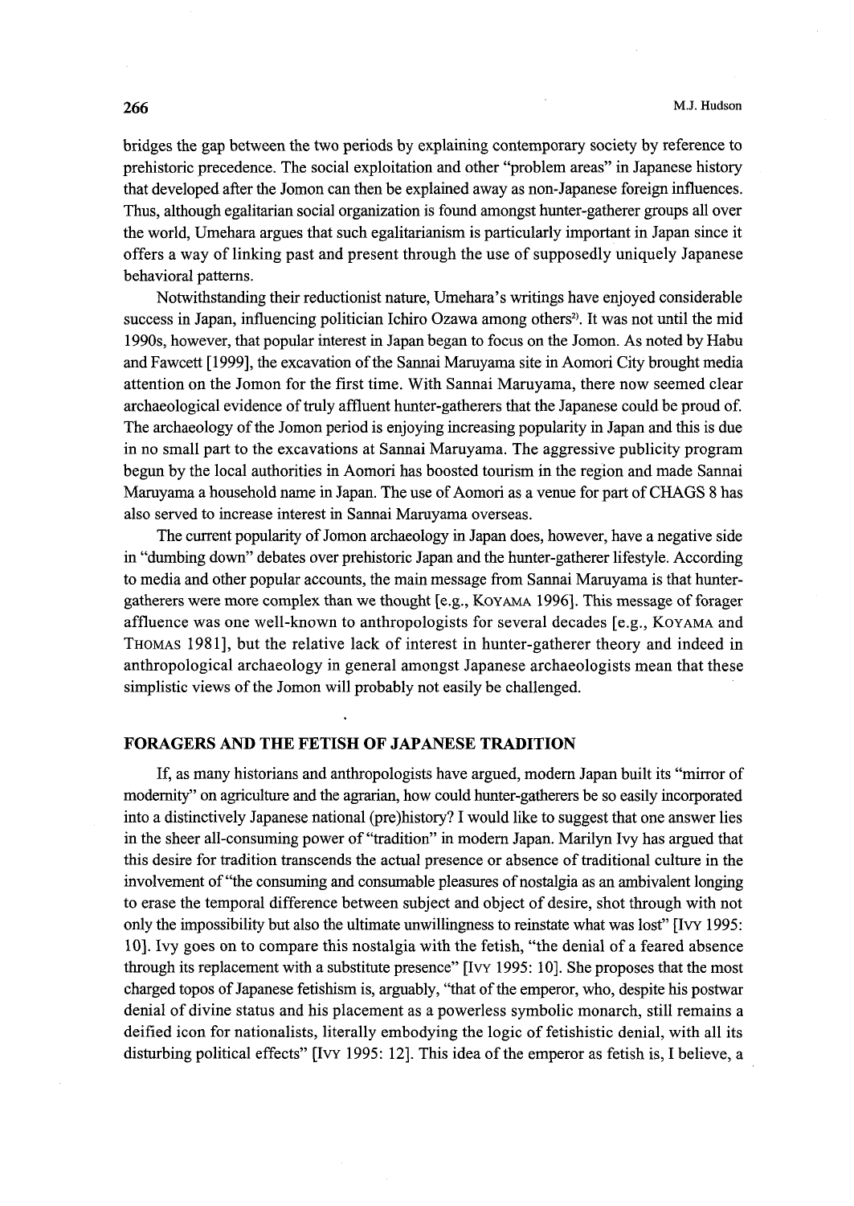bridges the gap between the two periods by explaining contemporary society by reference to prehistoric precedence. The social exploitation and other "problem areas" in Japanese history that developed after the Jomon can then be explained away as non-Japanese foreign influences. Thus, although egalitarian social organization is found amongst hunter-gatherer groups all over the world, Umehara argues that such egalitarianism is particularly important in Japan since it offers a way of linking past and present through the use of supposedly uniquely Japanese behavioral patterns.

Notwithstanding their reductionist nature, Umehara's writings have enjoyed considerable success in Japan, influencing politician Ichiro Ozawa among others[2]. It was not until the mid 1990s, however, that popular interest in Japan began to focus on the Jomon. As noted by Habu and Fawcett [1999], the excavation of the Sannai Maruyama site in Aomori City brought media attention on the Jomon for the first time. With Sannai Maruyama, there now seemed clear archaeological evidence of truly affluent hunter-gatherers that the Japanese could be proud of. The archaeology of the Jomon period is enjoying increasing popularity in Japan and this is due in no small part to the excavations at Sannai Maruyama. The aggressive publicity program begun by the local authorities in Aomori has boosted tourism in the region and made Sannai Maruyama a household name in Japan. The use of Aomori as a venue for part of CHAGS 8 has also served to increase interest in Sannai Maruyama overseas.

The current popularity of Jomon archaeology in Japan does, however, have a negative side in "dumbing down" debates over prehistoric Japan and the hunter-gatherer lifestyle. According to media and other popular accounts, the main message from Sannai Maruyama is that hunter-gatherers were more complex than we thought [e.g., Koyama 1996]. This message of forager affluence was one well-known to anthropologists for several decades [e.g., Koyama and Thomas 1981], but the relative lack of interest in hunter-gatherer theory and indeed in anthropological archaeology in general amongst Japanese archaeologists mean that these simplistic views of the Jomon will probably not easily be challenged.

## FORAGERS AND THE FETISH OF JAPANESE TRADITION

If, as many historians and anthropologists have argued, modern Japan built its "mirror of modernity" on agriculture and the agrarian, how could hunter-gatherers be so easily incorporated into a distinctively Japanese national (pre)history? I would like to suggest that one answer lies in the sheer all-consuming power of "tradition" in modern Japan. Marilyn Ivy has argued that this desire for tradition transcends the actual presence or absence of traditional culture in the involvement of "the consuming and consumable pleasures of nostalgia as an ambivalent longing to erase the temporal difference between subject and object of desire, shot through with not only the impossibility but also the ultimate unwillingness to reinstate what was lost" [Ivy 1995: 10]. Ivy goes on to compare this nostalgia with the fetish, "the denial of a feared absence through its replacement with a substitute presence" [Ivy 1995: 10]. She proposes that the most charged topos of Japanese fetishism is, arguably, "that of the emperor, who, despite his postwar denial of divine status and his placement as a powerless symbolic monarch, still remains a deified icon for nationalists, literally embodying the logic of fetishistic denial, with all its disturbing political effects" [Ivy 1995: 12]. This idea of the emperor as fetish is, I believe, a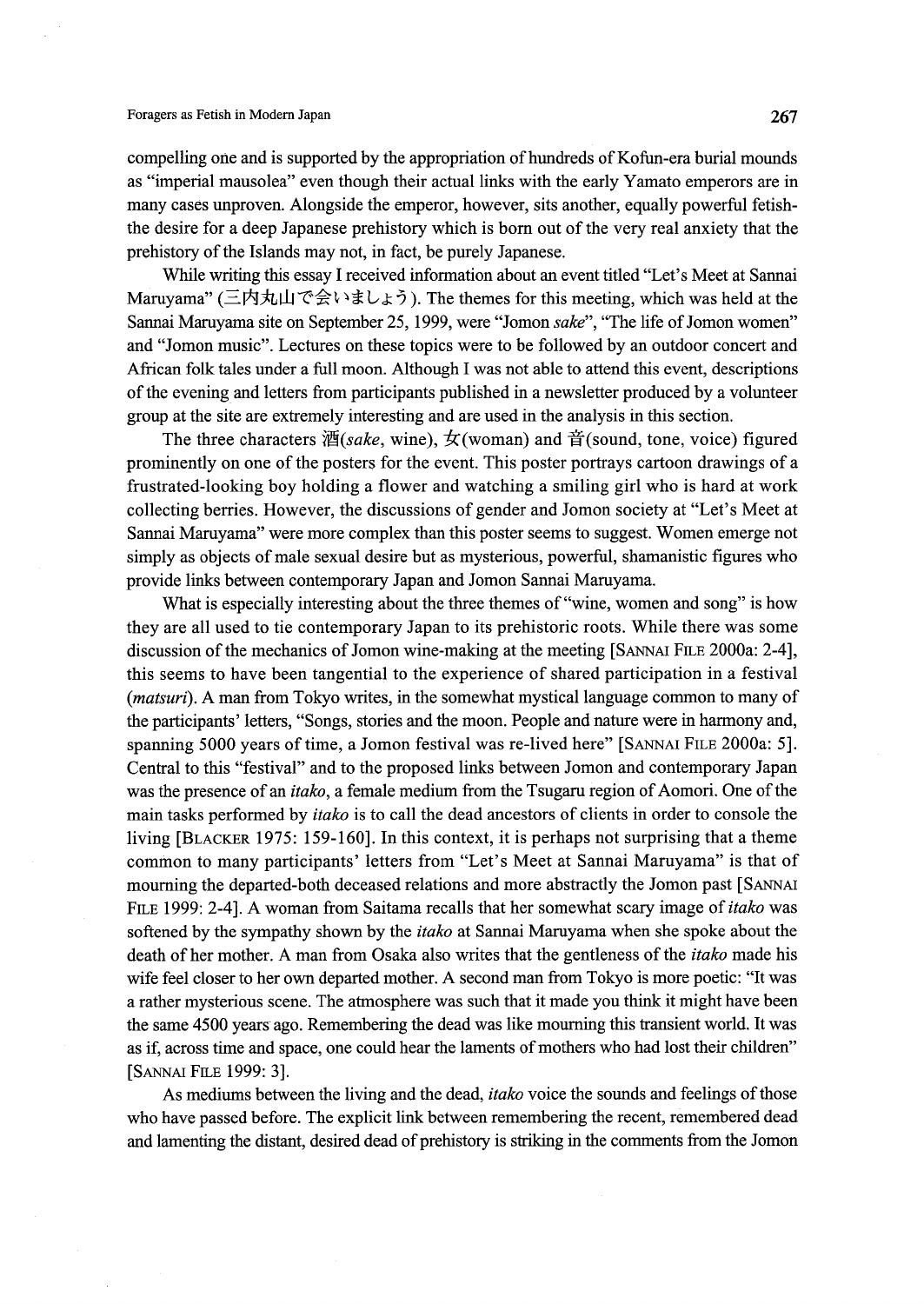compelling one and is supported by the appropriation of hundreds of Kofun-era burial mounds as "imperial mausolea" even though their actual links with the early Yamato emperors are in many cases unproven. Alongside the emperor, however, sits another, equally powerful fetish-the desire for a deep Japanese prehistory which is born out of the very real anxiety that the prehistory of the Islands may not, in fact, be purely Japanese.

While writing this essay I received information about an event titled "Let's Meet at Sannai Maruyama" (三内丸山で会いましょう). The themes for this meeting, which was held at the Sannai Maruyama site on September 25, 1999, were "Jomon *sake*", "The life of Jomon women" and "Jomon music". Lectures on these topics were to be followed by an outdoor concert and African folk tales under a full moon. Although I was not able to attend this event, descriptions of the evening and letters from participants published in a newsletter produced by a volunteer group at the site are extremely interesting and are used in the analysis in this section.

The three characters 酒(*sake*, wine), 女(woman) and 音(sound, tone, voice) figured prominently on one of the posters for the event. This poster portrays cartoon drawings of a frustrated-looking boy holding a flower and watching a smiling girl who is hard at work collecting berries. However, the discussions of gender and Jomon society at "Let's Meet at Sannai Maruyama" were more complex than this poster seems to suggest. Women emerge not simply as objects of male sexual desire but as mysterious, powerful, shamanistic figures who provide links between contemporary Japan and Jomon Sannai Maruyama.

What is especially interesting about the three themes of "wine, women and song" is how they are all used to tie contemporary Japan to its prehistoric roots. While there was some discussion of the mechanics of Jomon wine-making at the meeting [SANNAI FILE 2000a: 2-4], this seems to have been tangential to the experience of shared participation in a festival (*matsuri*). A man from Tokyo writes, in the somewhat mystical language common to many of the participants' letters, "Songs, stories and the moon. People and nature were in harmony and, spanning 5000 years of time, a Jomon festival was re-lived here" [SANNAI FILE 2000a: 5]. Central to this "festival" and to the proposed links between Jomon and contemporary Japan was the presence of an *itako*, a female medium from the Tsugaru region of Aomori. One of the main tasks performed by *itako* is to call the dead ancestors of clients in order to console the living [BLACKER 1975: 159-160]. In this context, it is perhaps not surprising that a theme common to many participants' letters from "Let's Meet at Sannai Maruyama" is that of mourning the departed-both deceased relations and more abstractly the Jomon past [SANNAI FILE 1999: 2-4]. A woman from Saitama recalls that her somewhat scary image of *itako* was softened by the sympathy shown by the *itako* at Sannai Maruyama when she spoke about the death of her mother. A man from Osaka also writes that the gentleness of the *itako* made his wife feel closer to her own departed mother. A second man from Tokyo is more poetic: "It was a rather mysterious scene. The atmosphere was such that it made you think it might have been the same 4500 years ago. Remembering the dead was like mourning this transient world. It was as if, across time and space, one could hear the laments of mothers who had lost their children" [SANNAI FILE 1999: 3].

As mediums between the living and the dead, *itako* voice the sounds and feelings of those who have passed before. The explicit link between remembering the recent, remembered dead and lamenting the distant, desired dead of prehistory is striking in the comments from the Jomon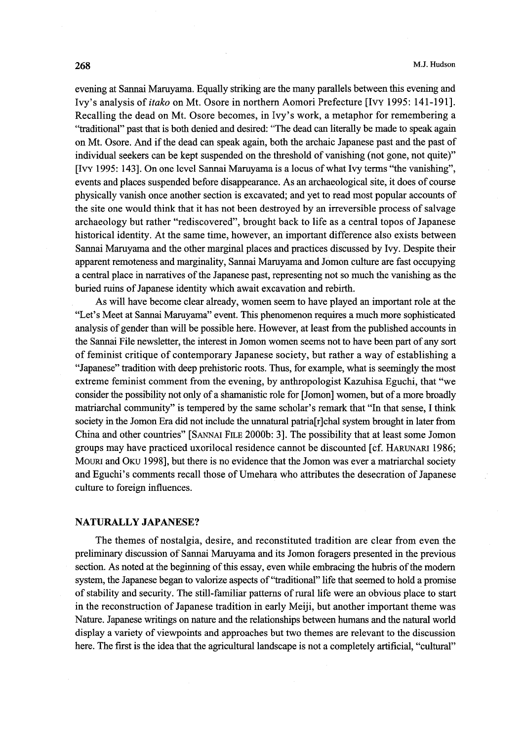evening at Sannai Maruyama. Equally striking are the many parallels between this evening and Ivy's analysis of *itako* on Mt. Osore in northern Aomori Prefecture [Ivy 1995: 141-191]. Recalling the dead on Mt. Osore becomes, in Ivy's work, a metaphor for remembering a "traditional" past that is both denied and desired: "The dead can literally be made to speak again on Mt. Osore. And if the dead can speak again, both the archaic Japanese past and the past of individual seekers can be kept suspended on the threshold of vanishing (not gone, not quite)" [Ivy 1995: 143]. On one level Sannai Maruyama is a locus of what Ivy terms "the vanishing", events and places suspended before disappearance. As an archaeological site, it does of course physically vanish once another section is excavated; and yet to read most popular accounts of the site one would think that it has not been destroyed by an irreversible process of salvage archaeology but rather "rediscovered", brought back to life as a central topos of Japanese historical identity. At the same time, however, an important difference also exists between Sannai Maruyama and the other marginal places and practices discussed by Ivy. Despite their apparent remoteness and marginality, Sannai Maruyama and Jomon culture are fast occupying a central place in narratives of the Japanese past, representing not so much the vanishing as the buried ruins of Japanese identity which await excavation and rebirth.

As will have become clear already, women seem to have played an important role at the "Let's Meet at Sannai Maruyama" event. This phenomenon requires a much more sophisticated analysis of gender than will be possible here. However, at least from the published accounts in the Sannai File newsletter, the interest in Jomon women seems not to have been part of any sort of feminist critique of contemporary Japanese society, but rather a way of establishing a "Japanese" tradition with deep prehistoric roots. Thus, for example, what is seemingly the most extreme feminist comment from the evening, by anthropologist Kazuhisa Eguchi, that "we consider the possibility not only of a shamanistic role for [Jomon] women, but of a more broadly matriarchal community" is tempered by the same scholar's remark that "In that sense, I think society in the Jomon Era did not include the unnatural patria[r]chal system brought in later from China and other countries" [Sannai File 2000b: 3]. The possibility that at least some Jomon groups may have practiced uxorilocal residence cannot be discounted [cf. Harunari 1986; Mouri and Oku 1998], but there is no evidence that the Jomon was ever a matriarchal society and Eguchi's comments recall those of Umehara who attributes the desecration of Japanese culture to foreign influences.

## NATURALLY JAPANESE?

The themes of nostalgia, desire, and reconstituted tradition are clear from even the preliminary discussion of Sannai Maruyama and its Jomon foragers presented in the previous section. As noted at the beginning of this essay, even while embracing the hubris of the modern system, the Japanese began to valorize aspects of "traditional" life that seemed to hold a promise of stability and security. The still-familiar patterns of rural life were an obvious place to start in the reconstruction of Japanese tradition in early Meiji, but another important theme was Nature. Japanese writings on nature and the relationships between humans and the natural world display a variety of viewpoints and approaches but two themes are relevant to the discussion here. The first is the idea that the agricultural landscape is not a completely artificial, "cultural"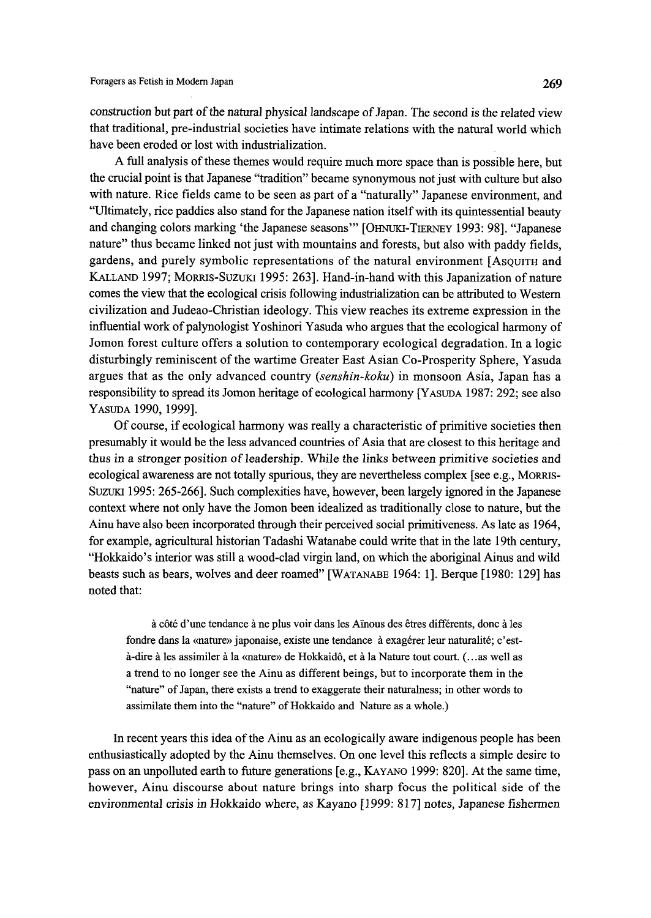construction but part of the natural physical landscape of Japan. The second is the related view that traditional, pre-industrial societies have intimate relations with the natural world which have been eroded or lost with industrialization.

A full analysis of these themes would require much more space than is possible here, but the crucial point is that Japanese "tradition" became synonymous not just with culture but also with nature. Rice fields came to be seen as part of a "naturally" Japanese environment, and "Ultimately, rice paddies also stand for the Japanese nation itself with its quintessential beauty and changing colors marking 'the Japanese seasons'" [OHNUKI-TIERNEY 1993: 98]. "Japanese nature" thus became linked not just with mountains and forests, but also with paddy fields, gardens, and purely symbolic representations of the natural environment [ASQUITH and KALLAND 1997; MORRIS-SUZUKI 1995: 263]. Hand-in-hand with this Japanization of nature comes the view that the ecological crisis following industrialization can be attributed to Western civilization and Judeao-Christian ideology. This view reaches its extreme expression in the influential work of palynologist Yoshinori Yasuda who argues that the ecological harmony of Jomon forest culture offers a solution to contemporary ecological degradation. In a logic disturbingly reminiscent of the wartime Greater East Asian Co-Prosperity Sphere, Yasuda argues that as the only advanced country (*senshin-koku*) in monsoon Asia, Japan has a responsibility to spread its Jomon heritage of ecological harmony [YASUDA 1987: 292; see also YASUDA 1990, 1999].

Of course, if ecological harmony was really a characteristic of primitive societies then presumably it would be the less advanced countries of Asia that are closest to this heritage and thus in a stronger position of leadership. While the links between primitive societies and ecological awareness are not totally spurious, they are nevertheless complex [see e.g., MORRIS-SUZUKI 1995: 265-266]. Such complexities have, however, been largely ignored in the Japanese context where not only have the Jomon been idealized as traditionally close to nature, but the Ainu have also been incorporated through their perceived social primitiveness. As late as 1964, for example, agricultural historian Tadashi Watanabe could write that in the late 19th century, "Hokkaido's interior was still a wood-clad virgin land, on which the aboriginal Ainus and wild beasts such as bears, wolves and deer roamed" [WATANABE 1964: 1]. Berque [1980: 129] has noted that:

> à côté d'une tendance à ne plus voir dans les Aïnous des êtres différents, donc à les fondre dans la «nature» japonaise, existe une tendance à exagérer leur naturalité; c'est-à-dire à les assimiler à la «nature» de Hokkaidô, et à la Nature tout court. (...as well as a trend to no longer see the Ainu as different beings, but to incorporate them in the "nature" of Japan, there exists a trend to exaggerate their naturalness; in other words to assimilate them into the "nature" of Hokkaido and Nature as a whole.)

In recent years this idea of the Ainu as an ecologically aware indigenous people has been enthusiastically adopted by the Ainu themselves. On one level this reflects a simple desire to pass on an unpolluted earth to future generations [e.g., KAYANO 1999: 820]. At the same time, however, Ainu discourse about nature brings into sharp focus the political side of the environmental crisis in Hokkaido where, as Kayano [1999: 817] notes, Japanese fishermen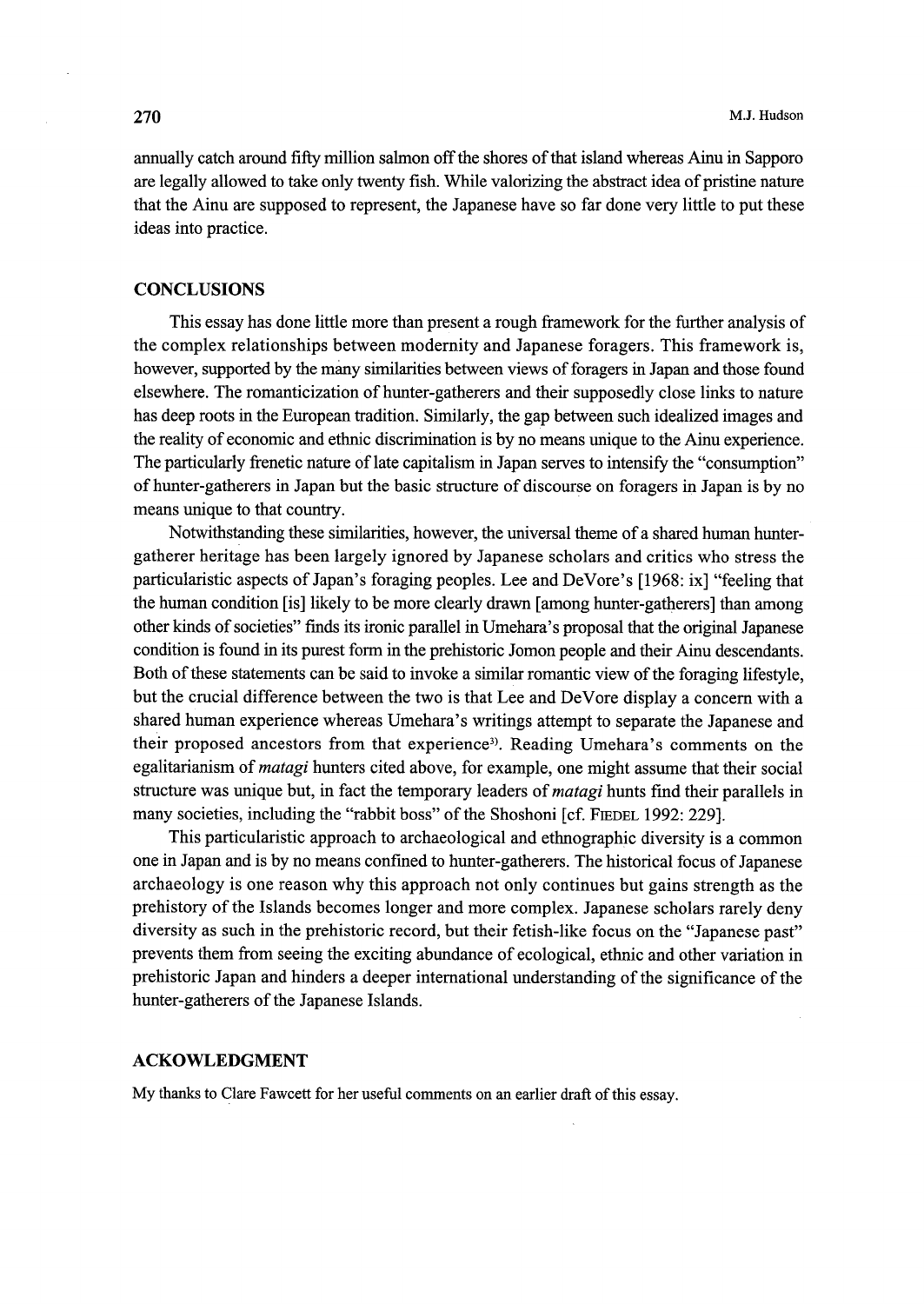annually catch around fifty million salmon off the shores of that island whereas Ainu in Sapporo are legally allowed to take only twenty fish. While valorizing the abstract idea of pristine nature that the Ainu are supposed to represent, the Japanese have so far done very little to put these ideas into practice.

## CONCLUSIONS

This essay has done little more than present a rough framework for the further analysis of the complex relationships between modernity and Japanese foragers. This framework is, however, supported by the many similarities between views of foragers in Japan and those found elsewhere. The romanticization of hunter-gatherers and their supposedly close links to nature has deep roots in the European tradition. Similarly, the gap between such idealized images and the reality of economic and ethnic discrimination is by no means unique to the Ainu experience. The particularly frenetic nature of late capitalism in Japan serves to intensify the "consumption" of hunter-gatherers in Japan but the basic structure of discourse on foragers in Japan is by no means unique to that country.

Notwithstanding these similarities, however, the universal theme of a shared human hunter-gatherer heritage has been largely ignored by Japanese scholars and critics who stress the particularistic aspects of Japan's foraging peoples. Lee and DeVore's [1968: ix] "feeling that the human condition [is] likely to be more clearly drawn [among hunter-gatherers] than among other kinds of societies" finds its ironic parallel in Umehara's proposal that the original Japanese condition is found in its purest form in the prehistoric Jomon people and their Ainu descendants. Both of these statements can be said to invoke a similar romantic view of the foraging lifestyle, but the crucial difference between the two is that Lee and DeVore display a concern with a shared human experience whereas Umehara's writings attempt to separate the Japanese and their proposed ancestors from that experience[3]. Reading Umehara's comments on the egalitarianism of *matagi* hunters cited above, for example, one might assume that their social structure was unique but, in fact the temporary leaders of *matagi* hunts find their parallels in many societies, including the "rabbit boss" of the Shoshoni [cf. FIEDEL 1992: 229].

This particularistic approach to archaeological and ethnographic diversity is a common one in Japan and is by no means confined to hunter-gatherers. The historical focus of Japanese archaeology is one reason why this approach not only continues but gains strength as the prehistory of the Islands becomes longer and more complex. Japanese scholars rarely deny diversity as such in the prehistoric record, but their fetish-like focus on the "Japanese past" prevents them from seeing the exciting abundance of ecological, ethnic and other variation in prehistoric Japan and hinders a deeper international understanding of the significance of the hunter-gatherers of the Japanese Islands.

## ACKOWLEDGMENT

My thanks to Clare Fawcett for her useful comments on an earlier draft of this essay.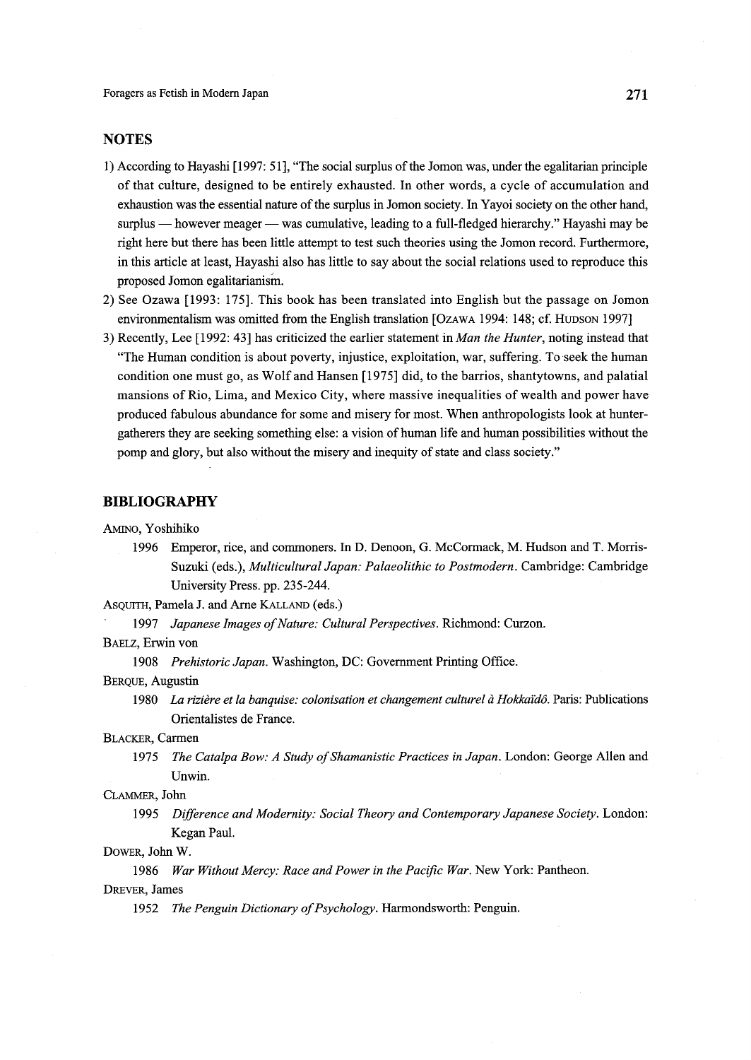## NOTES

1) According to Hayashi [1997: 51], "The social surplus of the Jomon was, under the egalitarian principle of that culture, designed to be entirely exhausted. In other words, a cycle of accumulation and exhaustion was the essential nature of the surplus in Jomon society. In Yayoi society on the other hand, surplus — however meager — was cumulative, leading to a full-fledged hierarchy." Hayashi may be right here but there has been little attempt to test such theories using the Jomon record. Furthermore, in this article at least, Hayashi also has little to say about the social relations used to reproduce this proposed Jomon egalitarianism.
2) See Ozawa [1993: 175]. This book has been translated into English but the passage on Jomon environmentalism was omitted from the English translation [OZAWA 1994: 148; cf. HUDSON 1997]
3) Recently, Lee [1992: 43] has criticized the earlier statement in *Man the Hunter*, noting instead that "The Human condition is about poverty, injustice, exploitation, war, suffering. To seek the human condition one must go, as Wolf and Hansen [1975] did, to the barrios, shantytowns, and palatial mansions of Rio, Lima, and Mexico City, where massive inequalities of wealth and power have produced fabulous abundance for some and misery for most. When anthropologists look at hunter-gatherers they are seeking something else: a vision of human life and human possibilities without the pomp and glory, but also without the misery and inequity of state and class society."

## BIBLIOGRAPHY

AMINO, Yoshihiko
- 1996 Emperor, rice, and commoners. In D. Denoon, G. McCormack, M. Hudson and T. Morris-Suzuki (eds.), *Multicultural Japan: Palaeolithic to Postmodern*. Cambridge: Cambridge University Press. pp. 235-244.

ASQUITH, Pamela J. and Arne KALLAND (eds.)
- 1997 *Japanese Images of Nature: Cultural Perspectives*. Richmond: Curzon.

BAELZ, Erwin von
- 1908 *Prehistoric Japan*. Washington, DC: Government Printing Office.

BERQUE, Augustin
- 1980 *La rizière et la banquise: colonisation et changement culturel à Hokkaïdô*. Paris: Publications Orientalistes de France.

BLACKER, Carmen
- 1975 *The Catalpa Bow: A Study of Shamanistic Practices in Japan*. London: George Allen and Unwin.

CLAMMER, John
- 1995 *Difference and Modernity: Social Theory and Contemporary Japanese Society*. London: Kegan Paul.

DOWER, John W.
- 1986 *War Without Mercy: Race and Power in the Pacific War*. New York: Pantheon.

DREVER, James
- 1952 *The Penguin Dictionary of Psychology*. Harmondsworth: Penguin.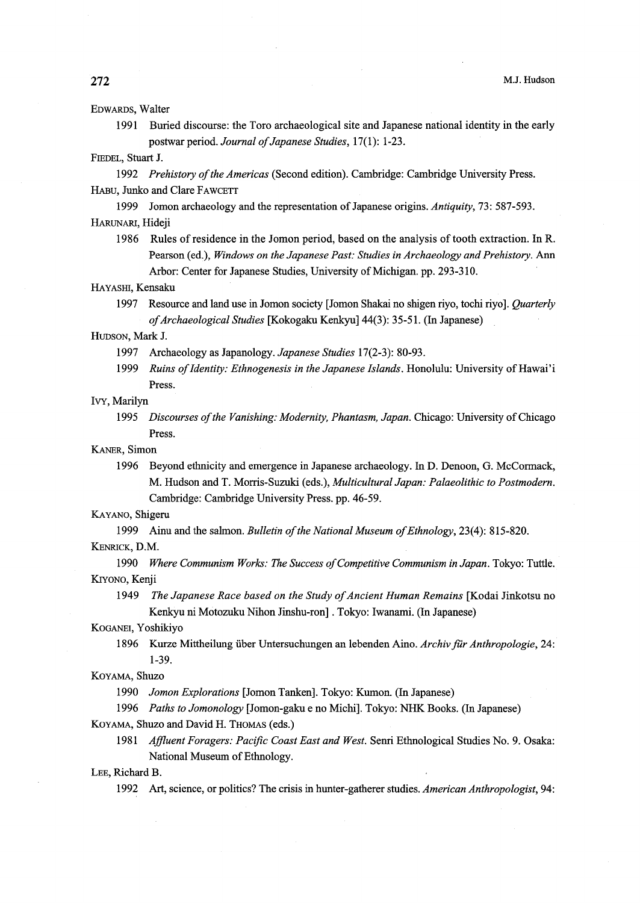EDWARDS, Walter

1991 Buried discourse: the Toro archaeological site and Japanese national identity in the early postwar period. *Journal of Japanese Studies*, 17(1): 1-23.

FIEDEL, Stuart J.

1992 *Prehistory of the Americas* (Second edition). Cambridge: Cambridge University Press.

HABU, Junko and Clare FAWCETT

1999 Jomon archaeology and the representation of Japanese origins. *Antiquity*, 73: 587-593.

HARUNARI, Hideji

1986 Rules of residence in the Jomon period, based on the analysis of tooth extraction. In R. Pearson (ed.), *Windows on the Japanese Past: Studies in Archaeology and Prehistory*. Ann Arbor: Center for Japanese Studies, University of Michigan. pp. 293-310.

HAYASHI, Kensaku

1997 Resource and land use in Jomon society [Jomon Shakai no shigen riyo, tochi riyo]. *Quarterly of Archaeological Studies* [Kokogaku Kenkyu] 44(3): 35-51. (In Japanese)

HUDSON, Mark J.

1997 Archaeology as Japanology. *Japanese Studies* 17(2-3): 80-93.

1999 *Ruins of Identity: Ethnogenesis in the Japanese Islands*. Honolulu: University of Hawai'i Press.

IVY, Marilyn

1995 *Discourses of the Vanishing: Modernity, Phantasm, Japan*. Chicago: University of Chicago Press.

KANER, Simon

1996 Beyond ethnicity and emergence in Japanese archaeology. In D. Denoon, G. McCormack, M. Hudson and T. Morris-Suzuki (eds.), *Multicultural Japan: Palaeolithic to Postmodern*. Cambridge: Cambridge University Press. pp. 46-59.

KAYANO, Shigeru

1999 Ainu and the salmon. *Bulletin of the National Museum of Ethnology*, 23(4): 815-820.

KENRICK, D.M.

1990 *Where Communism Works: The Success of Competitive Communism in Japan*. Tokyo: Tuttle.

KIYONO, Kenji

1949 *The Japanese Race based on the Study of Ancient Human Remains* [Kodai Jinkotsu no Kenkyu ni Motozuku Nihon Jinshu-ron]. Tokyo: Iwanami. (In Japanese)

KOGANEI, Yoshikiyo

1896 Kurze Mittheilung über Untersuchungen an lebenden Aino. *Archiv für Anthropologie*, 24: 1-39.

KOYAMA, Shuzo

1990 *Jomon Explorations* [Jomon Tanken]. Tokyo: Kumon. (In Japanese)

1996 *Paths to Jomonology* [Jomon-gaku e no Michi]. Tokyo: NHK Books. (In Japanese)

KOYAMA, Shuzo and David H. THOMAS (eds.)

1981 *Affluent Foragers: Pacific Coast East and West*. Senri Ethnological Studies No. 9. Osaka: National Museum of Ethnology.

LEE, Richard B.

1992 Art, science, or politics? The crisis in hunter-gatherer studies. *American Anthropologist*, 94: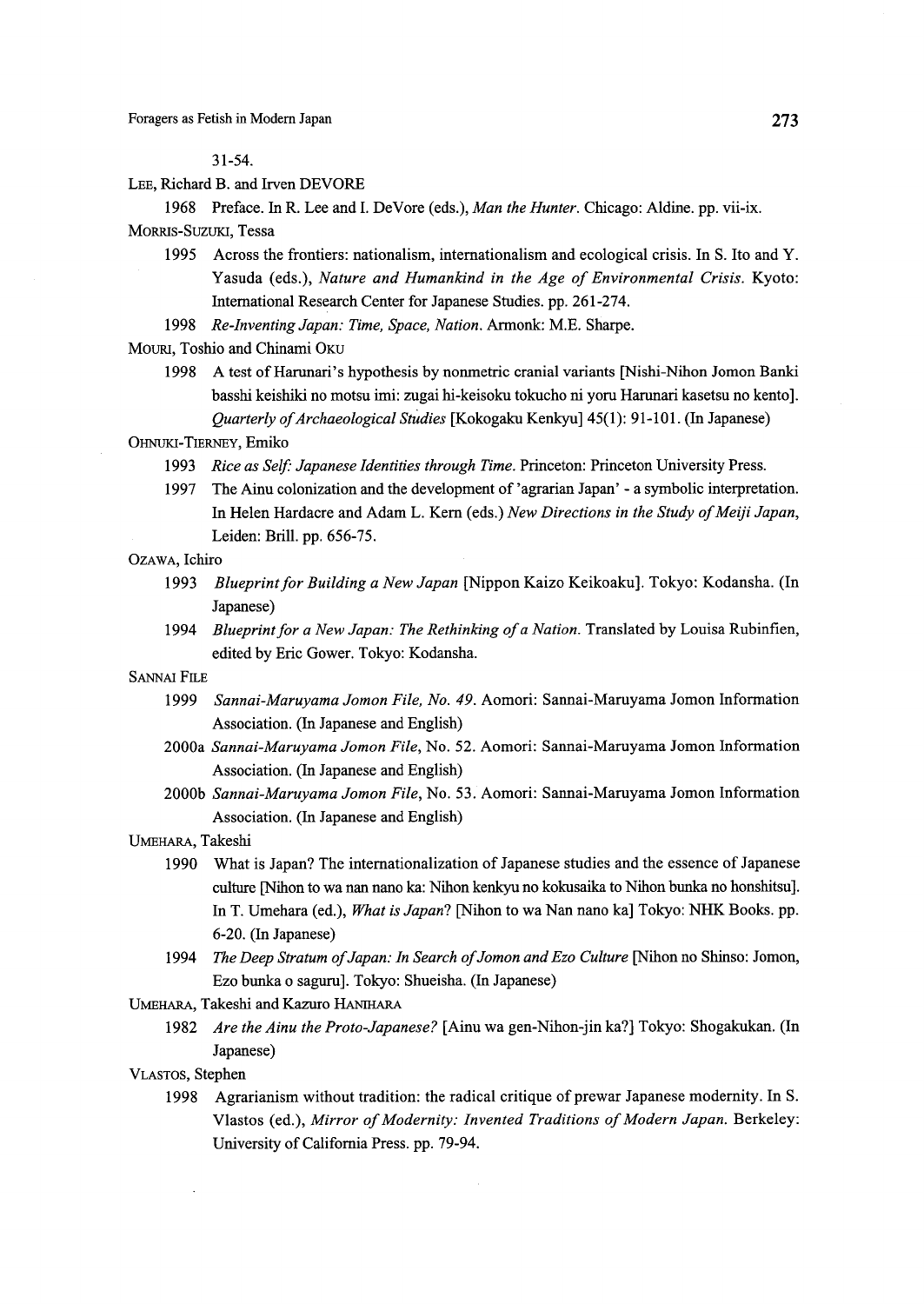31-54.

LEE, Richard B. and Irven DEVORE

1968 Preface. In R. Lee and I. DeVore (eds.), *Man the Hunter*. Chicago: Aldine. pp. vii-ix.

MORRIS-SUZUKI, Tessa

1995 Across the frontiers: nationalism, internationalism and ecological crisis. In S. Ito and Y. Yasuda (eds.), *Nature and Humankind in the Age of Environmental Crisis*. Kyoto: International Research Center for Japanese Studies. pp. 261-274.

1998 *Re-Inventing Japan: Time, Space, Nation*. Armonk: M.E. Sharpe.

MOURI, Toshio and Chinami OKU

1998 A test of Harunari's hypothesis by nonmetric cranial variants [Nishi-Nihon Jomon Banki basshi keishiki no motsu imi: zugai hi-keisoku tokucho ni yoru Harunari kasetsu no kento]. *Quarterly of Archaeological Studies* [Kokogaku Kenkyu] 45(1): 91-101. (In Japanese)

OHNUKI-TIERNEY, Emiko

1993 *Rice as Self: Japanese Identities through Time*. Princeton: Princeton University Press.

1997 The Ainu colonization and the development of 'agrarian Japan' - a symbolic interpretation. In Helen Hardacre and Adam L. Kern (eds.) *New Directions in the Study of Meiji Japan*, Leiden: Brill. pp. 656-75.

OZAWA, Ichiro

1993 *Blueprint for Building a New Japan* [Nippon Kaizo Keikoaku]. Tokyo: Kodansha. (In Japanese)

1994 *Blueprint for a New Japan: The Rethinking of a Nation*. Translated by Louisa Rubinfien, edited by Eric Gower. Tokyo: Kodansha.

SANNAI FILE

1999 *Sannai-Maruyama Jomon File, No. 49*. Aomori: Sannai-Maruyama Jomon Information Association. (In Japanese and English)

2000a *Sannai-Maruyama Jomon File*, No. 52. Aomori: Sannai-Maruyama Jomon Information Association. (In Japanese and English)

2000b *Sannai-Maruyama Jomon File*, No. 53. Aomori: Sannai-Maruyama Jomon Information Association. (In Japanese and English)

UMEHARA, Takeshi

1990 What is Japan? The internationalization of Japanese studies and the essence of Japanese culture [Nihon to wa nan nano ka: Nihon kenkyu no kokusaika to Nihon bunka no honshitsu]. In T. Umehara (ed.), *What is Japan*? [Nihon to wa Nan nano ka] Tokyo: NHK Books. pp. 6-20. (In Japanese)

1994 *The Deep Stratum of Japan: In Search of Jomon and Ezo Culture* [Nihon no Shinso: Jomon, Ezo bunka o saguru]. Tokyo: Shueisha. (In Japanese)

UMEHARA, Takeshi and Kazuro HANIHARA

1982 *Are the Ainu the Proto-Japanese?* [Ainu wa gen-Nihon-jin ka?] Tokyo: Shogakukan. (In Japanese)

VLASTOS, Stephen

1998 Agrarianism without tradition: the radical critique of prewar Japanese modernity. In S. Vlastos (ed.), *Mirror of Modernity: Invented Traditions of Modern Japan*. Berkeley: University of California Press. pp. 79-94.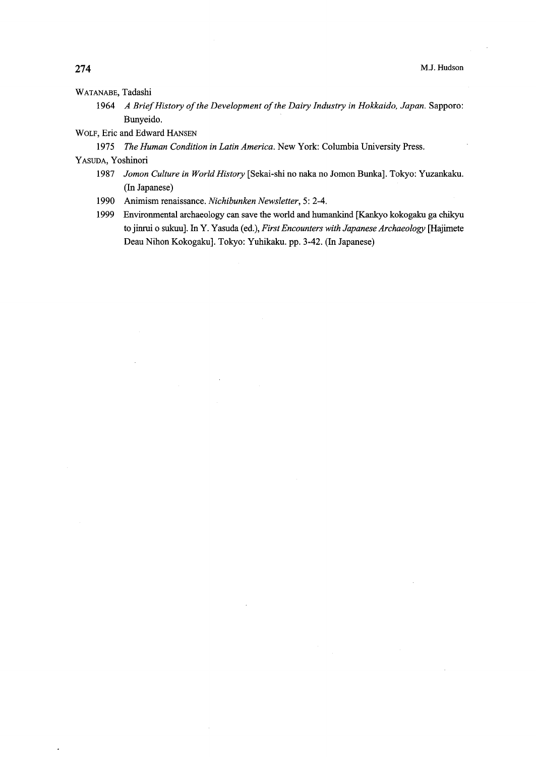WATANABE, Tadashi

1964 *A Brief History of the Development of the Dairy Industry in Hokkaido, Japan*. Sapporo: Bunyeido.

WOLF, Eric and Edward HANSEN

1975 *The Human Condition in Latin America*. New York: Columbia University Press.

YASUDA, Yoshinori

1987 *Jomon Culture in World History* [Sekai-shi no naka no Jomon Bunka]. Tokyo: Yuzankaku. (In Japanese)

1990 Animism renaissance. *Nichibunken Newsletter*, 5: 2-4.

1999 Environmental archaeology can save the world and humankind [Kankyo kokogaku ga chikyu to jinrui o sukuu]. In Y. Yasuda (ed.), *First Encounters with Japanese Archaeology* [Hajimete Deau Nihon Kokogaku]. Tokyo: Yuhikaku. pp. 3-42. (In Japanese)